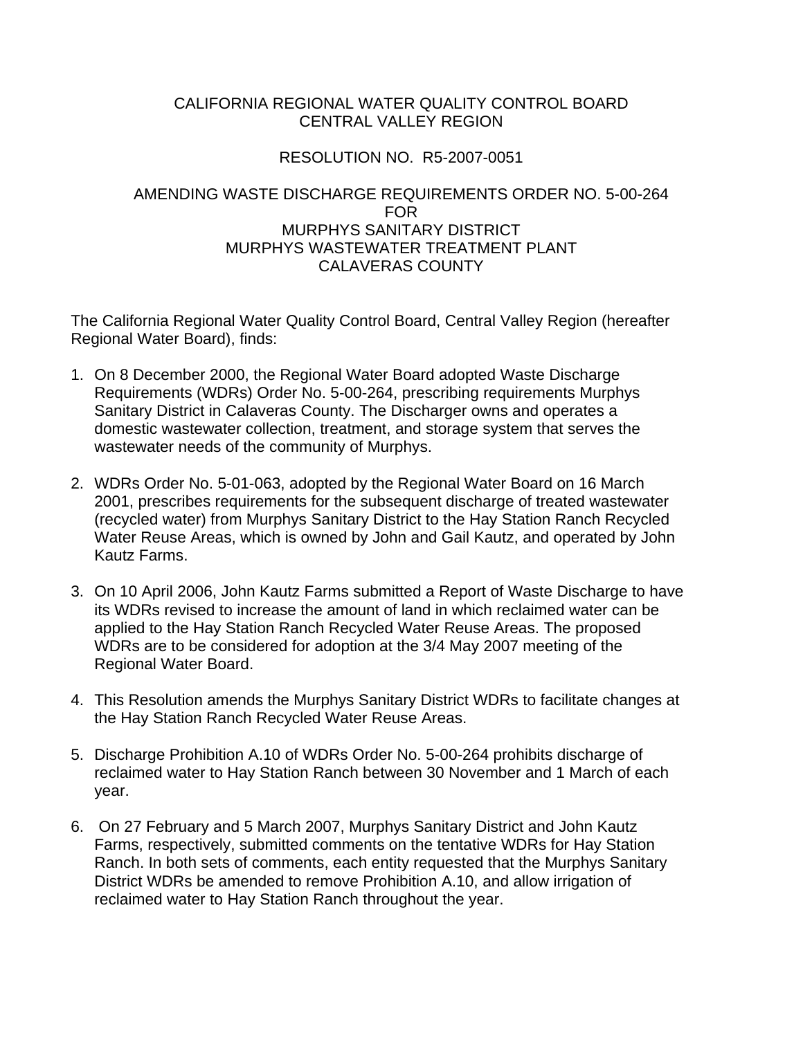CALIFORNIA REGIONAL WATER QUALITY CONTROL BOARD
CENTRAL VALLEY REGION

RESOLUTION NO. R5-2007-0051

AMENDING WASTE DISCHARGE REQUIREMENTS ORDER NO. 5-00-264
FOR
MURPHYS SANITARY DISTRICT
MURPHYS WASTEWATER TREATMENT PLANT
CALAVERAS COUNTY

The California Regional Water Quality Control Board, Central Valley Region (hereafter Regional Water Board), finds:

1. On 8 December 2000, the Regional Water Board adopted Waste Discharge Requirements (WDRs) Order No. 5-00-264, prescribing requirements Murphys Sanitary District in Calaveras County. The Discharger owns and operates a domestic wastewater collection, treatment, and storage system that serves the wastewater needs of the community of Murphys.

2. WDRs Order No. 5-01-063, adopted by the Regional Water Board on 16 March 2001, prescribes requirements for the subsequent discharge of treated wastewater (recycled water) from Murphys Sanitary District to the Hay Station Ranch Recycled Water Reuse Areas, which is owned by John and Gail Kautz, and operated by John Kautz Farms.

3. On 10 April 2006, John Kautz Farms submitted a Report of Waste Discharge to have its WDRs revised to increase the amount of land in which reclaimed water can be applied to the Hay Station Ranch Recycled Water Reuse Areas. The proposed WDRs are to be considered for adoption at the 3/4 May 2007 meeting of the Regional Water Board.

4. This Resolution amends the Murphys Sanitary District WDRs to facilitate changes at the Hay Station Ranch Recycled Water Reuse Areas.

5. Discharge Prohibition A.10 of WDRs Order No. 5-00-264 prohibits discharge of reclaimed water to Hay Station Ranch between 30 November and 1 March of each year.

6. On 27 February and 5 March 2007, Murphys Sanitary District and John Kautz Farms, respectively, submitted comments on the tentative WDRs for Hay Station Ranch. In both sets of comments, each entity requested that the Murphys Sanitary District WDRs be amended to remove Prohibition A.10, and allow irrigation of reclaimed water to Hay Station Ranch throughout the year.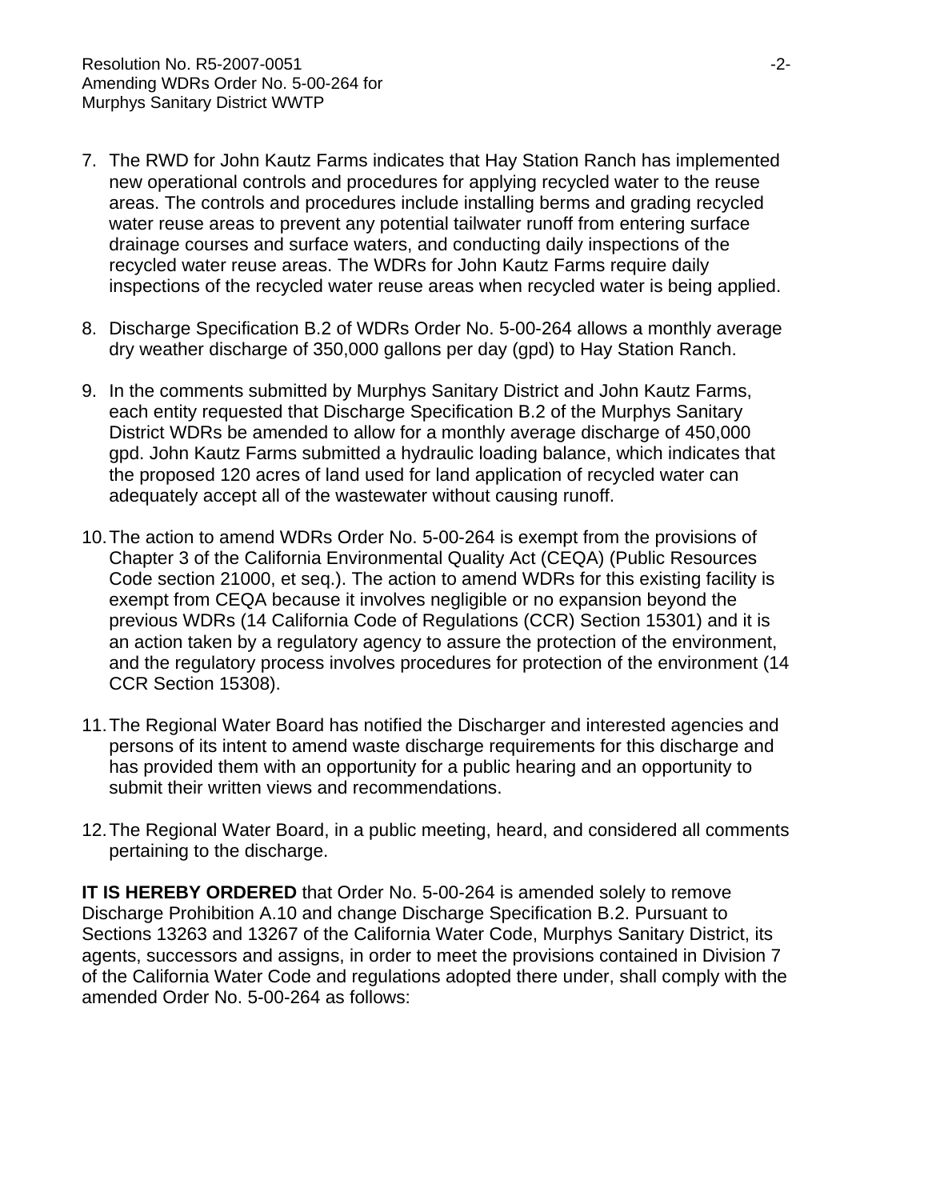7. The RWD for John Kautz Farms indicates that Hay Station Ranch has implemented new operational controls and procedures for applying recycled water to the reuse areas. The controls and procedures include installing berms and grading recycled water reuse areas to prevent any potential tailwater runoff from entering surface drainage courses and surface waters, and conducting daily inspections of the recycled water reuse areas. The WDRs for John Kautz Farms require daily inspections of the recycled water reuse areas when recycled water is being applied.

8. Discharge Specification B.2 of WDRs Order No. 5-00-264 allows a monthly average dry weather discharge of 350,000 gallons per day (gpd) to Hay Station Ranch.

9. In the comments submitted by Murphys Sanitary District and John Kautz Farms, each entity requested that Discharge Specification B.2 of the Murphys Sanitary District WDRs be amended to allow for a monthly average discharge of 450,000 gpd. John Kautz Farms submitted a hydraulic loading balance, which indicates that the proposed 120 acres of land used for land application of recycled water can adequately accept all of the wastewater without causing runoff.

10. The action to amend WDRs Order No. 5-00-264 is exempt from the provisions of Chapter 3 of the California Environmental Quality Act (CEQA) (Public Resources Code section 21000, et seq.). The action to amend WDRs for this existing facility is exempt from CEQA because it involves negligible or no expansion beyond the previous WDRs (14 California Code of Regulations (CCR) Section 15301) and it is an action taken by a regulatory agency to assure the protection of the environment, and the regulatory process involves procedures for protection of the environment (14 CCR Section 15308).

11. The Regional Water Board has notified the Discharger and interested agencies and persons of its intent to amend waste discharge requirements for this discharge and has provided them with an opportunity for a public hearing and an opportunity to submit their written views and recommendations.

12. The Regional Water Board, in a public meeting, heard, and considered all comments pertaining to the discharge.

**IT IS HEREBY ORDERED** that Order No. 5-00-264 is amended solely to remove Discharge Prohibition A.10 and change Discharge Specification B.2. Pursuant to Sections 13263 and 13267 of the California Water Code, Murphys Sanitary District, its agents, successors and assigns, in order to meet the provisions contained in Division 7 of the California Water Code and regulations adopted there under, shall comply with the amended Order No. 5-00-264 as follows: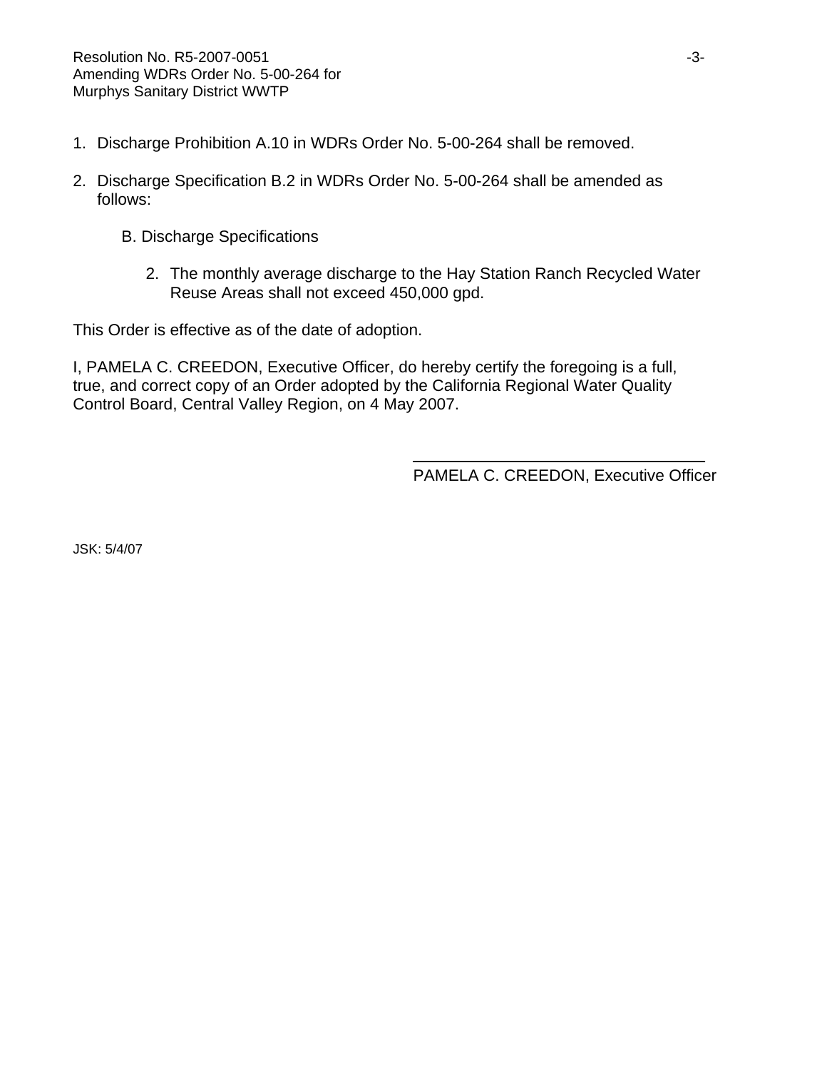1. Discharge Prohibition A.10 in WDRs Order No. 5-00-264 shall be removed.

2. Discharge Specification B.2 in WDRs Order No. 5-00-264 shall be amended as follows:

   B. Discharge Specifications

   2. The monthly average discharge to the Hay Station Ranch Recycled Water Reuse Areas shall not exceed 450,000 gpd.

This Order is effective as of the date of adoption.

I, PAMELA C. CREEDON, Executive Officer, do hereby certify the foregoing is a full, true, and correct copy of an Order adopted by the California Regional Water Quality Control Board, Central Valley Region, on 4 May 2007.

PAMELA C. CREEDON, Executive Officer

JSK: 5/4/07